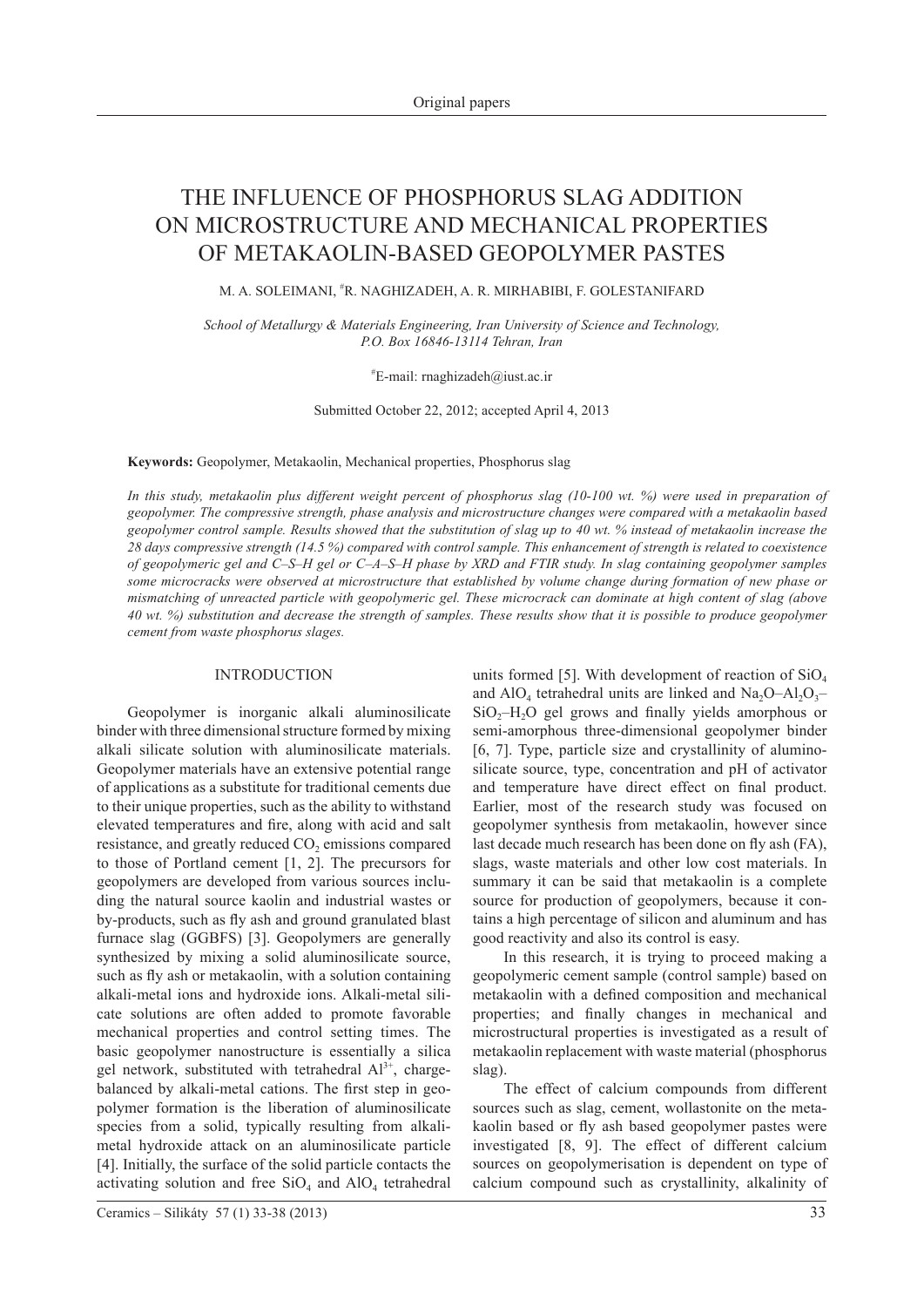# THE INFLUENCE OF PHOSPHORUS SLAG ADDITION ON MICROSTRUCTURE AND MECHANICAL PROPERTIES OF METAKAOLIN-BASED GEOPOLYMER PASTES

M. A. SOLEIMANI, #R. NAGHIZADEH, A. R. MIRHABIBI, F. GOLESTANIFARD

*School of Metallurgy & Materials Engineering, Iran University of Science and Technology, P.O. Box 16846-13114 Tehran, Iran*

#E-mail: rnaghizadeh@iust.ac.ir

Submitted October 22, 2012; accepted April 4, 2013

**Keywords:** Geopolymer, Metakaolin, Mechanical properties, Phosphorus slag

*In this study, metakaolin plus different weight percent of phosphorus slag (10-100 wt. %) were used in preparation of geopolymer. The compressive strength, phase analysis and microstructure changes were compared with a metakaolin based geopolymer control sample. Results showed that the substitution of slag up to 40 wt. % instead of metakaolin increase the 28 days compressive strength (14.5 %) compared with control sample. This enhancement of strength is related to coexistence of geopolymeric gel and C–S–H gel or C–A–S–H phase by XRD and FTIR study. In slag containing geopolymer samples some microcracks were observed at microstructure that established by volume change during formation of new phase or mismatching of unreacted particle with geopolymeric gel. These microcrack can dominate at high content of slag (above 40 wt. %) substitution and decrease the strength of samples. These results show that it is possible to produce geopolymer cement from waste phosphorus slages.*

## INTRODUCTION

Geopolymer is inorganic alkali aluminosilicate binder with three dimensional structure formed by mixing alkali silicate solution with aluminosilicate materials. Geopolymer materials have an extensive potential range of applications as a substitute for traditional cements due to their unique properties, such as the ability to withstand elevated temperatures and fire, along with acid and salt resistance, and greatly reduced $CO_2$ emissions compared to those of Portland cement [1, 2]. The precursors for geopolymers are developed from various sources including the natural source kaolin and industrial wastes or by-products, such as fly ash and ground granulated blast furnace slag (GGBFS) [3]. Geopolymers are generally synthesized by mixing a solid aluminosilicate source, such as fly ash or metakaolin, with a solution containing alkali-metal ions and hydroxide ions. Alkali-metal silicate solutions are often added to promote favorable mechanical properties and control setting times. The basic geopolymer nanostructure is essentially a silica gel network, substituted with tetrahedral $Al^{3+}$, charge-balanced by alkali-metal cations. The first step in geopolymer formation is the liberation of aluminosilicate species from a solid, typically resulting from alkali-metal hydroxide attack on an aluminosilicate particle [4]. Initially, the surface of the solid particle contacts the activating solution and free $SiO_4$ and $AlO_4$ tetrahedral units formed [5]. With development of reaction of $SiO_4$ and $AlO_4$ tetrahedral units are linked and $Na_2O–Al_2O_3–SiO_2–H_2O$ gel grows and finally yields amorphous or semi-amorphous three-dimensional geopolymer binder [6, 7]. Type, particle size and crystallinity of aluminosilicate source, type, concentration and pH of activator and temperature have direct effect on final product. Earlier, most of the research study was focused on geopolymer synthesis from metakaolin, however since last decade much research has been done on fly ash (FA), slags, waste materials and other low cost materials. In summary it can be said that metakaolin is a complete source for production of geopolymers, because it contains a high percentage of silicon and aluminum and has good reactivity and also its control is easy.

In this research, it is trying to proceed making a geopolymeric cement sample (control sample) based on metakaolin with a defined composition and mechanical properties; and finally changes in mechanical and microstructural properties is investigated as a result of metakaolin replacement with waste material (phosphorus slag).

The effect of calcium compounds from different sources such as slag, cement, wollastonite on the metakaolin based or fly ash based geopolymer pastes were investigated [8, 9]. The effect of different calcium sources on geopolymerisation is dependent on type of calcium compound such as crystallinity, alkalinity of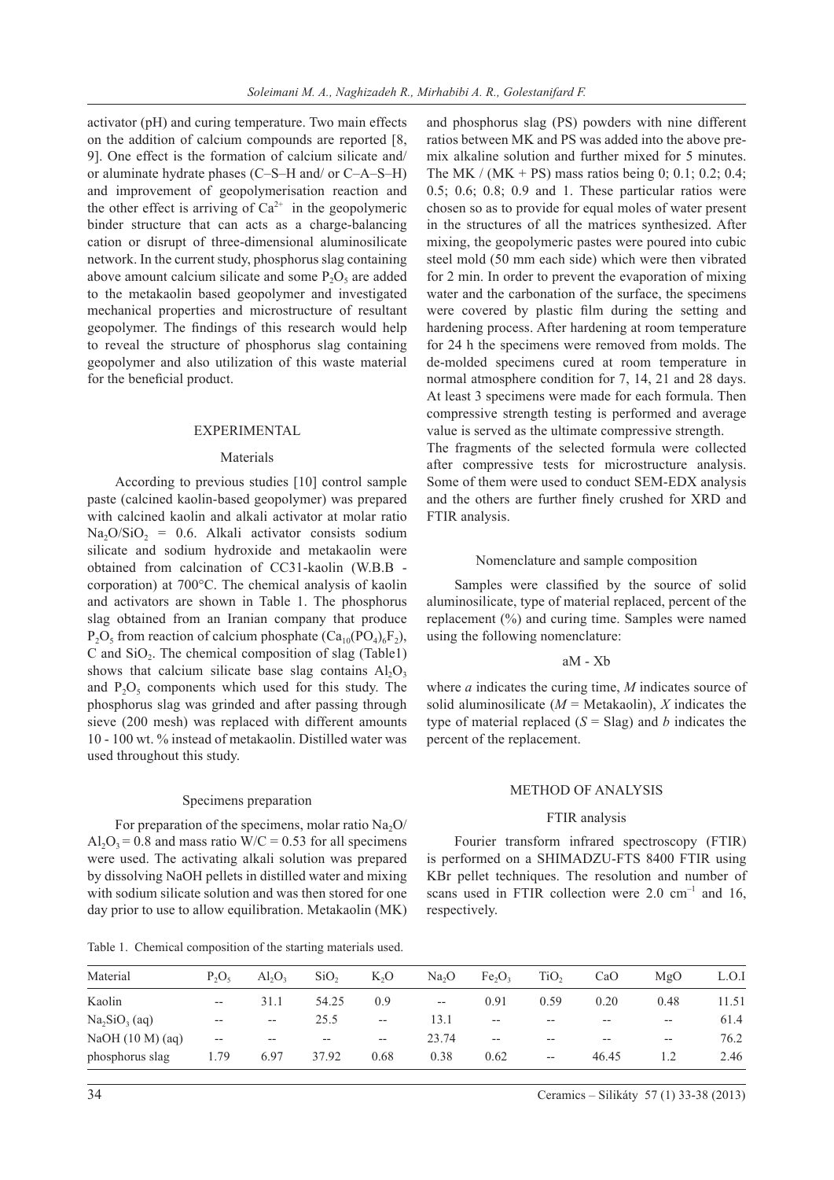activator (pH) and curing temperature. Two main effects on the addition of calcium compounds are reported [8, 9]. One effect is the formation of calcium silicate and/ or aluminate hydrate phases (C–S–H and/ or C–A–S–H) and improvement of geopolymerisation reaction and the other effect is arriving of $Ca^{2+}$ in the geopolymeric binder structure that can acts as a charge-balancing cation or disrupt of three-dimensional aluminosilicate network. In the current study, phosphorus slag containing above amount calcium silicate and some $P_2O_5$ are added to the metakaolin based geopolymer and investigated mechanical properties and microstructure of resultant geopolymer. The findings of this research would help to reveal the structure of phosphorus slag containing geopolymer and also utilization of this waste material for the beneficial product.

## EXPERIMENTAL

### Materials

According to previous studies [10] control sample paste (calcined kaolin-based geopolymer) was prepared with calcined kaolin and alkali activator at molar ratio $Na_2O/SiO_2$ = 0.6. Alkali activator consists sodium silicate and sodium hydroxide and metakaolin were obtained from calcination of CC31-kaolin (W.B.B - corporation) at 700°C. The chemical analysis of kaolin and activators are shown in Table 1. The phosphorus slag obtained from an Iranian company that produce $P_2O_5$ from reaction of calcium phosphate ($Ca_{10}(PO_4)_6F_2$), C and $SiO_2$. The chemical composition of slag (Table1) shows that calcium silicate base slag contains $Al_2O_3$ and $P_2O_5$ components which used for this study. The phosphorus slag was grinded and after passing through sieve (200 mesh) was replaced with different amounts 10 - 100 wt. % instead of metakaolin. Distilled water was used throughout this study.

### Specimens preparation

For preparation of the specimens, molar ratio $Na_2O/Al_2O_3$ = 0.8 and mass ratio W/C = 0.53 for all specimens were used. The activating alkali solution was prepared by dissolving NaOH pellets in distilled water and mixing with sodium silicate solution and was then stored for one day prior to use to allow equilibration. Metakaolin (MK) and phosphorus slag (PS) powders with nine different ratios between MK and PS was added into the above pre-mix alkaline solution and further mixed for 5 minutes. The MK / (MK + PS) mass ratios being 0; 0.1; 0.2; 0.4; 0.5; 0.6; 0.8; 0.9 and 1. These particular ratios were chosen so as to provide for equal moles of water present in the structures of all the matrices synthesized. After mixing, the geopolymeric pastes were poured into cubic steel mold (50 mm each side) which were then vibrated for 2 min. In order to prevent the evaporation of mixing water and the carbonation of the surface, the specimens were covered by plastic film during the setting and hardening process. After hardening at room temperature for 24 h the specimens were removed from molds. The de-molded specimens cured at room temperature in normal atmosphere condition for 7, 14, 21 and 28 days. At least 3 specimens were made for each formula. Then compressive strength testing is performed and average value is served as the ultimate compressive strength.

The fragments of the selected formula were collected after compressive tests for microstructure analysis. Some of them were used to conduct SEM-EDX analysis and the others are further finely crushed for XRD and FTIR analysis.

### Nomenclature and sample composition

Samples were classified by the source of solid aluminosilicate, type of material replaced, percent of the replacement (%) and curing time. Samples were named using the following nomenclature:

aM - Xb

where *a* indicates the curing time, *M* indicates source of solid aluminosilicate (*M* = Metakaolin), *X* indicates the type of material replaced (*S* = Slag) and *b* indicates the percent of the replacement.

## METHOD OF ANALYSIS

### FTIR analysis

Fourier transform infrared spectroscopy (FTIR) is performed on a SHIMADZU-FTS 8400 FTIR using KBr pellet techniques. The resolution and number of scans used in FTIR collection were 2.0 $cm^{-1}$ and 16, respectively.

Table 1. Chemical composition of the starting materials used.

| Material | $P_2O_5$ | $Al_2O_3$ | $SiO_2$ | $K_2O$ | $Na_2O$ | $Fe_2O_3$ | $TiO_2$ | CaO | MgO | L.O.I |
|---|---|---|---|---|---|---|---|---|---|---|
| Kaolin | -- | 31.1 | 54.25 | 0.9 | -- | 0.91 | 0.59 | 0.20 | 0.48 | 11.51 |
| $Na_2SiO_3$ (aq) | -- | -- | 25.5 | -- | 13.1 | -- | -- | -- | -- | 61.4 |
| NaOH (10 M) (aq) | -- | -- | -- | -- | 23.74 | -- | -- | -- | -- | 76.2 |
| phosphorus slag | 1.79 | 6.97 | 37.92 | 0.68 | 0.38 | 0.62 | -- | 46.45 | 1.2 | 2.46 |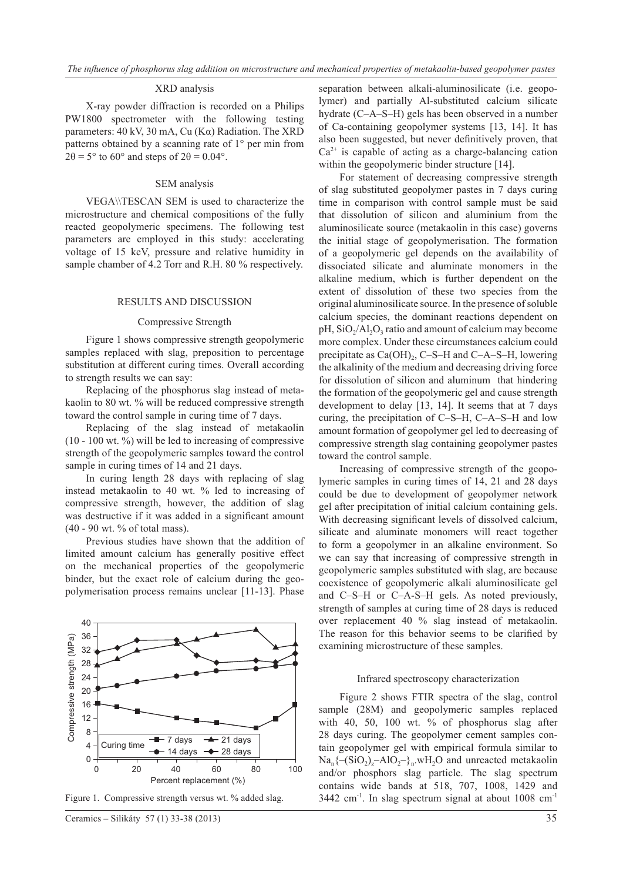### XRD analysis

X-ray powder diffraction is recorded on a Philips PW1800 spectrometer with the following testing parameters: 40 kV, 30 mA, Cu (Kα) Radiation. The XRD patterns obtained by a scanning rate of 1° per min from 2θ = 5° to 60° and steps of 2θ = 0.04°.

### SEM analysis

VEGA\\TESCAN SEM is used to characterize the microstructure and chemical compositions of the fully reacted geopolymeric specimens. The following test parameters are employed in this study: accelerating voltage of 15 keV, pressure and relative humidity in sample chamber of 4.2 Torr and R.H. 80 % respectively.

## RESULTS AND DISCUSSION

### Compressive Strength

Figure 1 shows compressive strength geopolymeric samples replaced with slag, preposition to percentage substitution at different curing times. Overall according to strength results we can say:

Replacing of the phosphorus slag instead of metakaolin to 80 wt. % will be reduced compressive strength toward the control sample in curing time of 7 days.

Replacing of the slag instead of metakaolin (10 - 100 wt. %) will be led to increasing of compressive strength of the geopolymeric samples toward the control sample in curing times of 14 and 21 days.

In curing length 28 days with replacing of slag instead metakaolin to 40 wt. % led to increasing of compressive strength, however, the addition of slag was destructive if it was added in a significant amount (40 - 90 wt. % of total mass).

Previous studies have shown that the addition of limited amount calcium has generally positive effect on the mechanical properties of the geopolymeric binder, but the exact role of calcium during the geopolymerisation process remains unclear [11-13]. Phase separation between alkali-aluminosilicate (i.e. geopolymer) and partially Al-substituted calcium silicate hydrate (C–A–S–H) gels has been observed in a number of Ca-containing geopolymer systems [13, 14]. It has also been suggested, but never definitively proven, that $Ca^{2+}$ is capable of acting as a charge-balancing cation within the geopolymeric binder structure [14].

Figure 1. Compressive strength versus wt. % added slag.

For statement of decreasing compressive strength of slag substituted geopolymer pastes in 7 days curing time in comparison with control sample must be said that dissolution of silicon and aluminium from the aluminosilicate source (metakaolin in this case) governs the initial stage of geopolymerisation. The formation of a geopolymeric gel depends on the availability of dissociated silicate and aluminate monomers in the alkaline medium, which is further dependent on the extent of dissolution of these two species from the original aluminosilicate source. In the presence of soluble calcium species, the dominant reactions dependent on pH, $SiO_2/Al_2O_3$ ratio and amount of calcium may become more complex. Under these circumstances calcium could precipitate as $Ca(OH)_2$, C–S–H and C–A–S–H, lowering the alkalinity of the medium and decreasing driving force for dissolution of silicon and aluminum that hindering the formation of the geopolymeric gel and cause strength development to delay [13, 14]. It seems that at 7 days curing, the precipitation of C–S–H, C–A–S–H and low amount formation of geopolymer gel led to decreasing of compressive strength slag containing geopolymer pastes toward the control sample.

Increasing of compressive strength of the geopolymeric samples in curing times of 14, 21 and 28 days could be due to development of geopolymer network gel after precipitation of initial calcium containing gels. With decreasing significant levels of dissolved calcium, silicate and aluminate monomers will react together to form a geopolymer in an alkaline environment. So we can say that increasing of compressive strength in geopolymeric samples substituted with slag, are because coexistence of geopolymeric alkali aluminosilicate gel and C–S–H or C–A-S–H gels. As noted previously, strength of samples at curing time of 28 days is reduced over replacement 40 % slag instead of metakaolin. The reason for this behavior seems to be clarified by examining microstructure of these samples.

### Infrared spectroscopy characterization

Figure 2 shows FTIR spectra of the slag, control sample (28M) and geopolymeric samples replaced with 40, 50, 100 wt. % of phosphorus slag after 28 days curing. The geopolymer cement samples contain geopolymer gel with empirical formula similar to $Na_n\{-(SiO_2)_z-AlO_2-\}_n.wH_2O$ and unreacted metakaolin and/or phosphors slag particle. The slag spectrum contains wide bands at 518, 707, 1008, 1429 and 3442 $cm^{-1}$. In slag spectrum signal at about 1008 $cm^{-1}$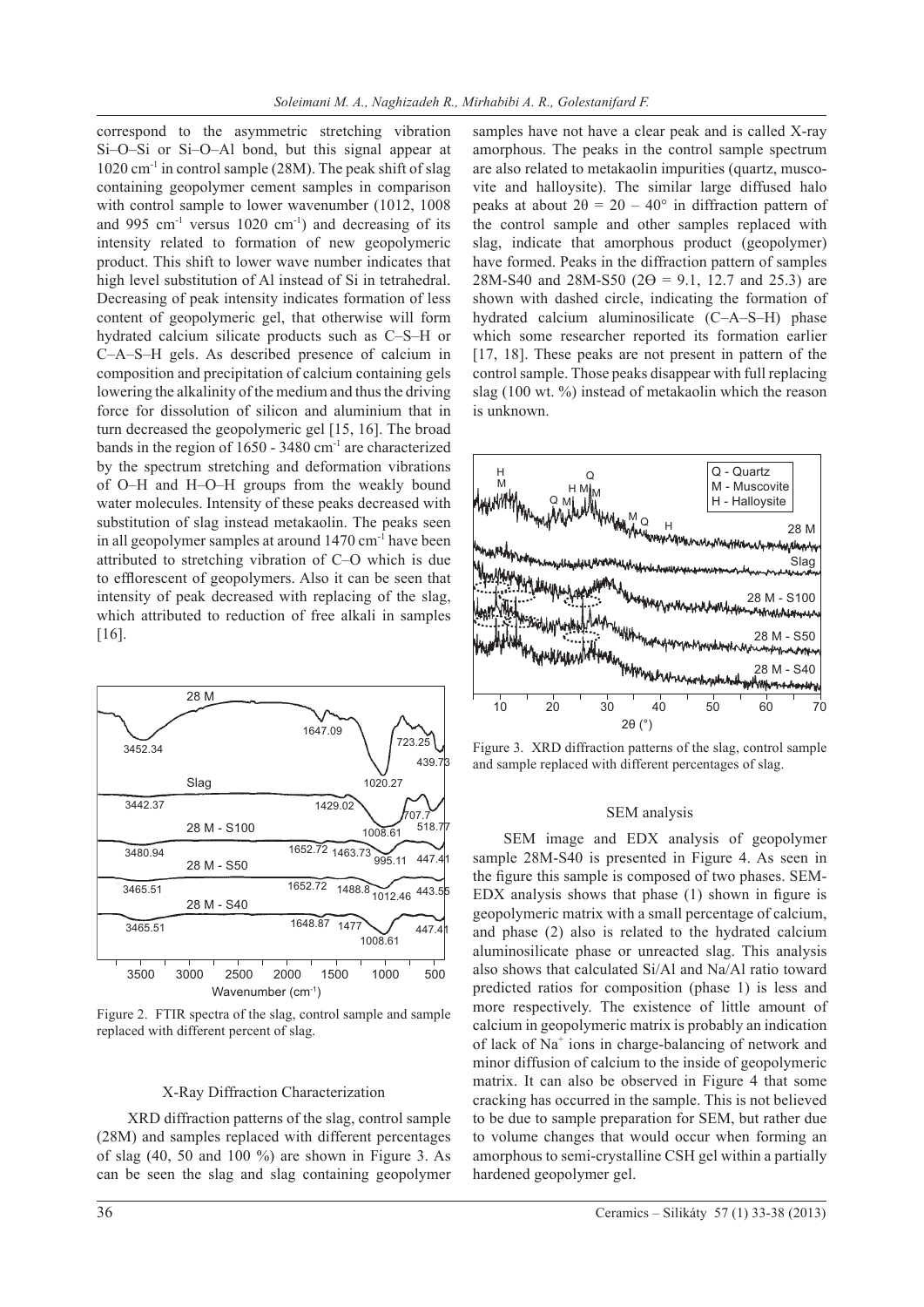correspond to the asymmetric stretching vibration Si–O–Si or Si–O–Al bond, but this signal appear at 1020 $cm^{-1}$ in control sample (28M). The peak shift of slag containing geopolymer cement samples in comparison with control sample to lower wavenumber (1012, 1008 and 995 $cm^{-1}$ versus 1020 $cm^{-1}$) and decreasing of its intensity related to formation of new geopolymeric product. This shift to lower wave number indicates that high level substitution of Al instead of Si in tetrahedral. Decreasing of peak intensity indicates formation of less content of geopolymeric gel, that otherwise will form hydrated calcium silicate products such as C–S–H or C–A–S–H gels. As described presence of calcium in composition and precipitation of calcium containing gels lowering the alkalinity of the medium and thus the driving force for dissolution of silicon and aluminium that in turn decreased the geopolymeric gel [15, 16]. The broad bands in the region of 1650 - 3480 $cm^{-1}$ are characterized by the spectrum stretching and deformation vibrations of O–H and H–O–H groups from the weakly bound water molecules. Intensity of these peaks decreased with substitution of slag instead metakaolin. The peaks seen in all geopolymer samples at around 1470 $cm^{-1}$ have been attributed to stretching vibration of C–O which is due to efflorescent of geopolymers. Also it can be seen that intensity of peak decreased with replacing of the slag, which attributed to reduction of free alkali in samples [16].

Figure 2. FTIR spectra of the slag, control sample and sample replaced with different percent of slag.

### X-Ray Diffraction Characterization

XRD diffraction patterns of the slag, control sample (28M) and samples replaced with different percentages of slag (40, 50 and 100 %) are shown in Figure 3. As can be seen the slag and slag containing geopolymer samples have not have a clear peak and is called X-ray amorphous. The peaks in the control sample spectrum are also related to metakaolin impurities (quartz, muscovite and halloysite). The similar large diffused halo peaks at about $2\theta = 20 - 40°$ in diffraction pattern of the control sample and other samples replaced with slag, indicate that amorphous product (geopolymer) have formed. Peaks in the diffraction pattern of samples 28M-S40 and 28M-S50 ($2\Theta$ = 9.1, 12.7 and 25.3) are shown with dashed circle, indicating the formation of hydrated calcium aluminosilicate (C–A–S–H) phase which some researcher reported its formation earlier [17, 18]. These peaks are not present in pattern of the control sample. Those peaks disappear with full replacing slag (100 wt. %) instead of metakaolin which the reason is unknown.

Figure 3. XRD diffraction patterns of the slag, control sample and sample replaced with different percentages of slag.

### SEM analysis

SEM image and EDX analysis of geopolymer sample 28M-S40 is presented in Figure 4. As seen in the figure this sample is composed of two phases. SEM-EDX analysis shows that phase (1) shown in figure is geopolymeric matrix with a small percentage of calcium, and phase (2) also is related to the hydrated calcium aluminosilicate phase or unreacted slag. This analysis also shows that calculated Si/Al and Na/Al ratio toward predicted ratios for composition (phase 1) is less and more respectively. The existence of little amount of calcium in geopolymeric matrix is probably an indication of lack of $Na^{+}$ ions in charge-balancing of network and minor diffusion of calcium to the inside of geopolymeric matrix. It can also be observed in Figure 4 that some cracking has occurred in the sample. This is not believed to be due to sample preparation for SEM, but rather due to volume changes that would occur when forming an amorphous to semi-crystalline CSH gel within a partially hardened geopolymer gel.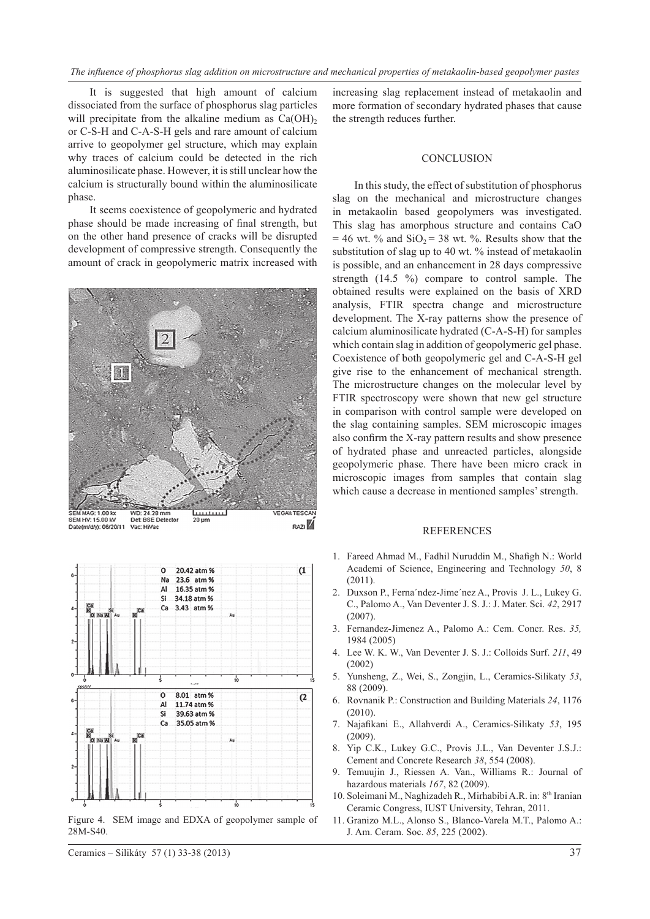It is suggested that high amount of calcium dissociated from the surface of phosphorus slag particles will precipitate from the alkaline medium as $Ca(OH)_2$ or C-S-H and C-A-S-H gels and rare amount of calcium arrive to geopolymer gel structure, which may explain why traces of calcium could be detected in the rich aluminosilicate phase. However, it is still unclear how the calcium is structurally bound within the aluminosilicate phase.

It seems coexistence of geopolymeric and hydrated phase should be made increasing of final strength, but on the other hand presence of cracks will be disrupted development of compressive strength. Consequently the amount of crack in geopolymeric matrix increased with increasing slag replacement instead of metakaolin and more formation of secondary hydrated phases that cause the strength reduces further.

Figure 4. SEM image and EDXA of geopolymer sample of 28M-S40.

## CONCLUSION

In this study, the effect of substitution of phosphorus slag on the mechanical and microstructure changes in metakaolin based geopolymers was investigated. This slag has amorphous structure and contains CaO = 46 wt. % and $SiO_2$ = 38 wt. %. Results show that the substitution of slag up to 40 wt. % instead of metakaolin is possible, and an enhancement in 28 days compressive strength (14.5 %) compare to control sample. The obtained results were explained on the basis of XRD analysis, FTIR spectra change and microstructure development. The X-ray patterns show the presence of calcium aluminosilicate hydrated (C-A-S-H) for samples which contain slag in addition of geopolymeric gel phase. Coexistence of both geopolymeric gel and C-A-S-H gel give rise to the enhancement of mechanical strength. The microstructure changes on the molecular level by FTIR spectroscopy were shown that new gel structure in comparison with control sample were developed on the slag containing samples. SEM microscopic images also confirm the X-ray pattern results and show presence of hydrated phase and unreacted particles, alongside geopolymeric phase. There have been micro crack in microscopic images from samples that contain slag which cause a decrease in mentioned samples' strength.

## REFERENCES

1. Fareed Ahmad M., Fadhil Nuruddin M., Shafigh N.: World Academi of Science, Engineering and Technology *50*, 8 (2011).
2. Duxson P., Ferna´ndez-Jime´nez A., Provis J. L., Lukey G. C., Palomo A., Van Deventer J. S. J.: J. Mater. Sci. *42*, 2917 (2007).
3. Fernandez-Jimenez A., Palomo A.: Cem. Concr. Res. *35,* 1984 (2005)
4. Lee W. K. W., Van Deventer J. S. J.: Colloids Surf. *211*, 49 (2002)
5. Yunsheng, Z., Wei, S., Zongjin, L., Ceramics-Silikaty *53*, 88 (2009).
6. Rovnanik P.: Construction and Building Materials *24*, 1176 (2010).
7. Najafikani E., Allahverdi A., Ceramics-Silikaty *53*, 195 (2009).
8. Yip C.K., Lukey G.C., Provis J.L., Van Deventer J.S.J.: Cement and Concrete Research *38*, 554 (2008).
9. Temuujin J., Riessen A. Van., Williams R.: Journal of hazardous materials *167*, 82 (2009).
10. Soleimani M., Naghizadeh R., Mirhabibi A.R. in: 8th Iranian Ceramic Congress, IUST University, Tehran, 2011.
11. Granizo M.L., Alonso S., Blanco-Varela M.T., Palomo A.: J. Am. Ceram. Soc. *85*, 225 (2002).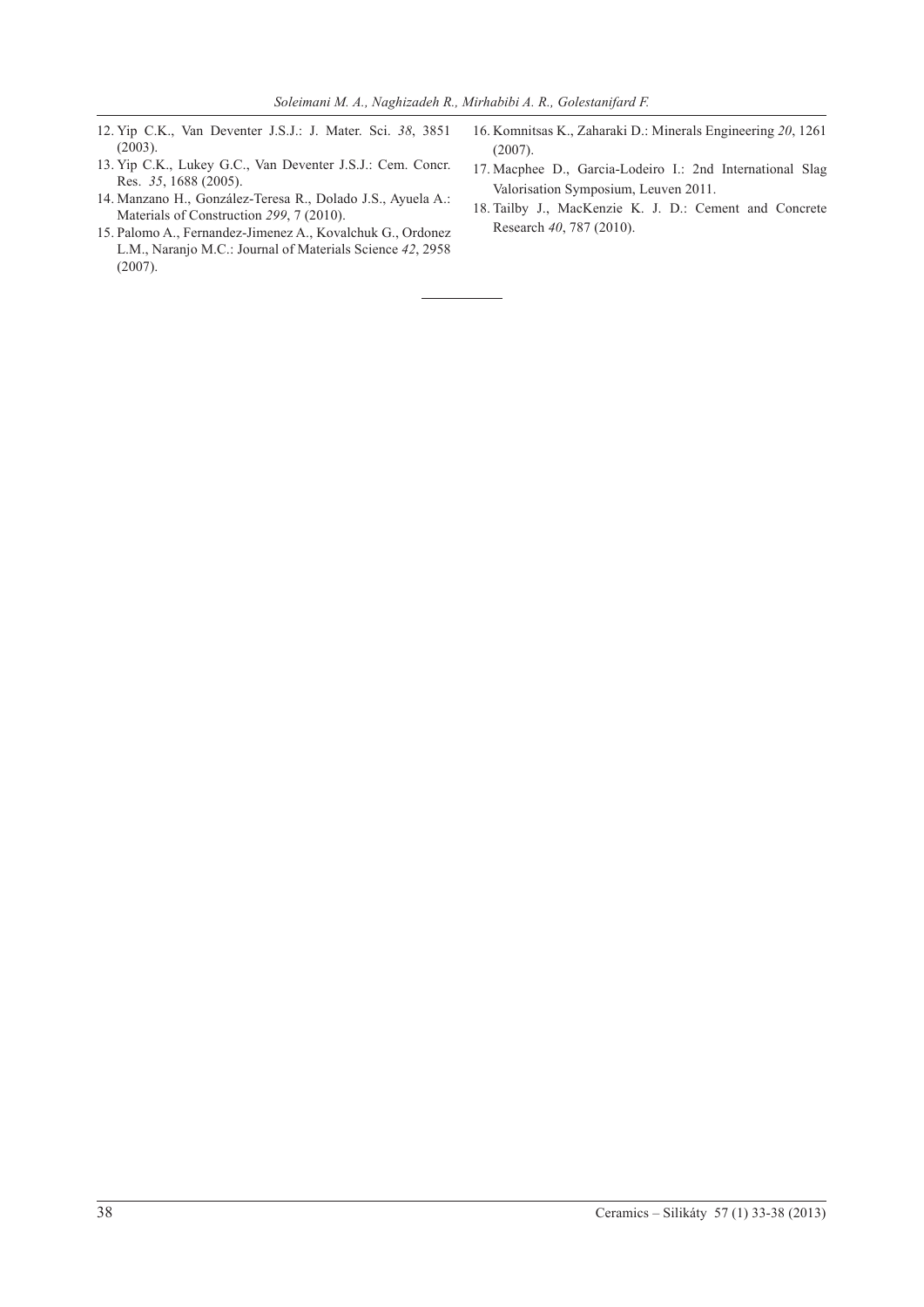12. Yip C.K., Van Deventer J.S.J.: J. Mater. Sci. *38*, 3851 (2003).
13. Yip C.K., Lukey G.C., Van Deventer J.S.J.: Cem. Concr. Res. *35*, 1688 (2005).
14. Manzano H., González-Teresa R., Dolado J.S., Ayuela A.: Materials of Construction *299*, 7 (2010).
15. Palomo A., Fernandez-Jimenez A., Kovalchuk G., Ordonez L.M., Naranjo M.C.: Journal of Materials Science *42*, 2958 (2007).
16. Komnitsas K., Zaharaki D.: Minerals Engineering *20*, 1261 (2007).
17. Macphee D., Garcia-Lodeiro I.: 2nd International Slag Valorisation Symposium, Leuven 2011.
18. Tailby J., MacKenzie K. J. D.: Cement and Concrete Research *40*, 787 (2010).